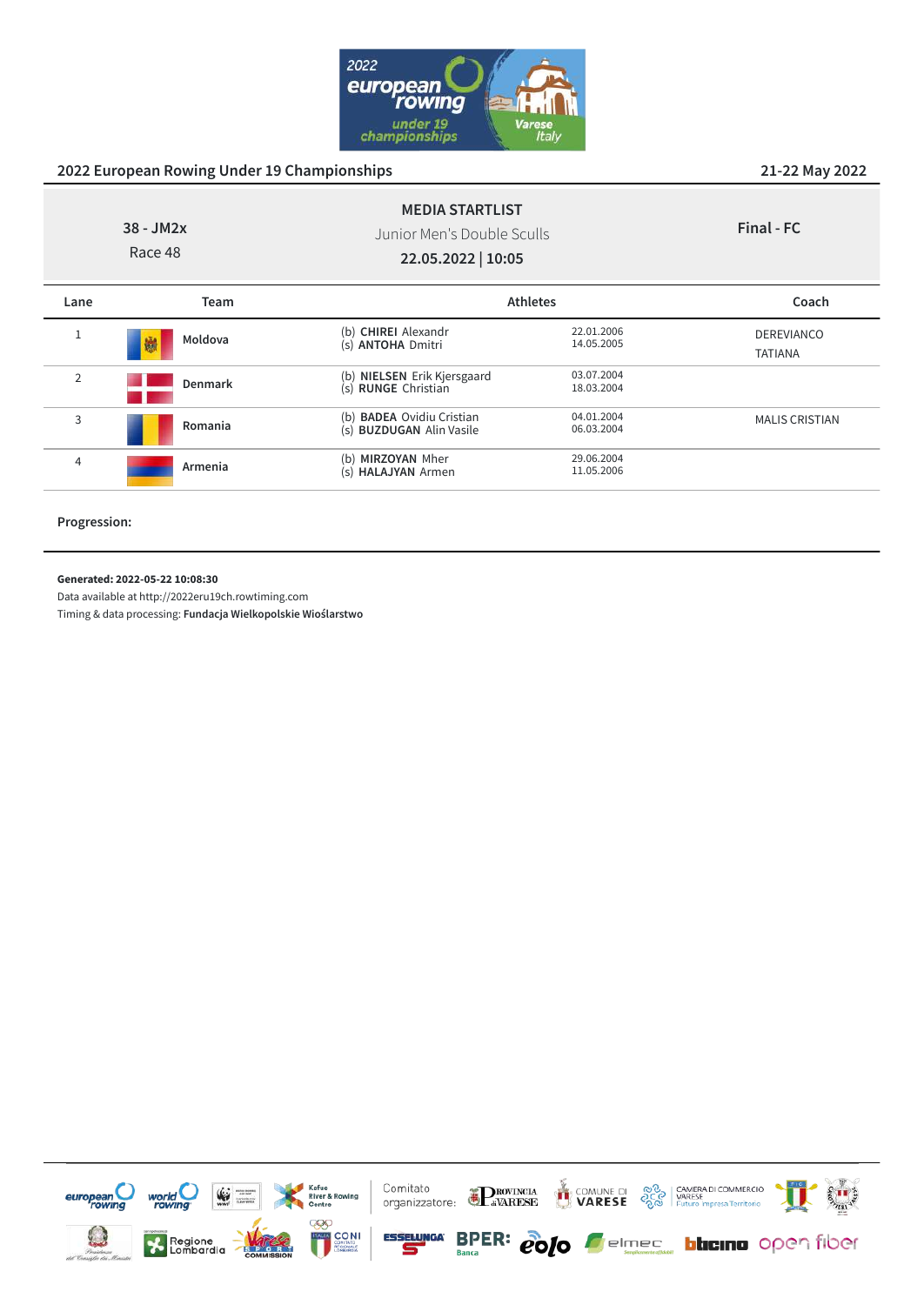## 2022 European Rowing Under 19 Championships

21-22 May 2022

**38 - JM2x**
Race 48

**MEDIA STARTLIST**
Junior Men's Double Sculls
**22.05.2022 | 10:05**

**Final - FC**

| Lane | Team | Athletes | | Coach |
|---|---|---|---|---|
| 1 | Moldova | (b) **CHIREI** Alexandr<br>(s) **ANTOHA** Dmitri | 22.01.2006<br>14.05.2005 | DEREVIANCO TATIANA |
| 2 | Denmark | (b) **NIELSEN** Erik Kjersgaard<br>(s) **RUNGE** Christian | 03.07.2004<br>18.03.2004 | |
| 3 | Romania | (b) **BADEA** Ovidiu Cristian<br>(s) **BUZDUGAN** Alin Vasile | 04.01.2004<br>06.03.2004 | MALIS CRISTIAN |
| 4 | Armenia | (b) **MIRZOYAN** Mher<br>(s) **HALAJYAN** Armen | 29.06.2004<br>11.05.2006 | |

**Progression:**

**Generated: 2022-05-22 10:08:30**
Data available at http://2022eru19ch.rowtiming.com
Timing & data processing: **Fundacja Wielkopolskie Wioślarstwo**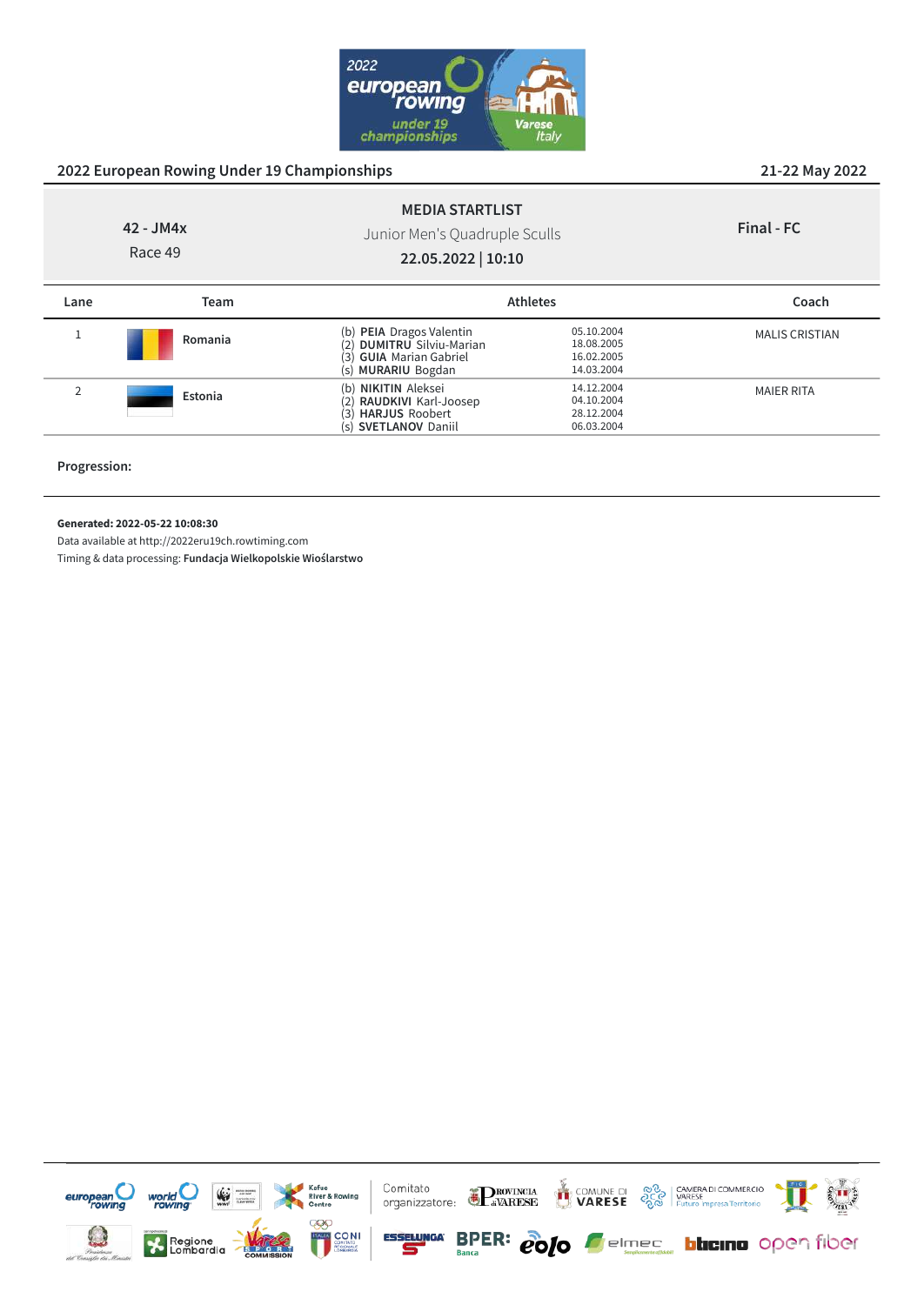## 2022 European Rowing Under 19 Championships

21-22 May 2022

| 42 - JM4x<br>Race 49 | **MEDIA STARTLIST**<br>Junior Men's Quadruple Sculls<br>**22.05.2022 \| 10:10** | **Final - FC** |
|---|---|---|

| Lane | Team | Athletes | | Coach |
|---|---|---|---|---|
| 1 | Romania | (b) **PEIA** Dragos Valentin<br>(2) **DUMITRU** Silviu-Marian<br>(3) **GUIA** Marian Gabriel<br>(s) **MURARIU** Bogdan | 05.10.2004<br>18.08.2005<br>16.02.2005<br>14.03.2004 | MALIS CRISTIAN |
| 2 | Estonia | (b) **NIKITIN** Aleksei<br>(2) **RAUDKIVI** Karl-Joosep<br>(3) **HARJUS** Roobert<br>(s) **SVETLANOV** Daniil | 14.12.2004<br>04.10.2004<br>28.12.2004<br>06.03.2004 | MAIER RITA |

**Progression:**

**Generated: 2022-05-22 10:08:30**

Data available at http://2022eru19ch.rowtiming.com

Timing & data processing: **Fundacja Wielkopolskie Wioślarstwo**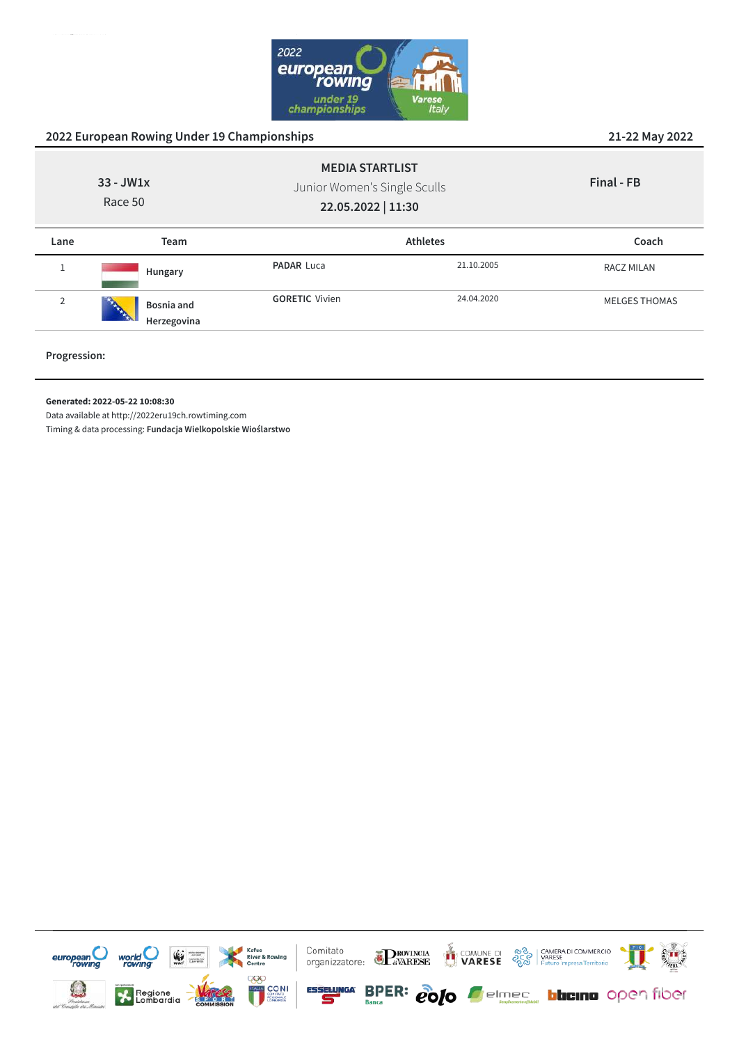## 2022 European Rowing Under 19 Championships

21-22 May 2022

**MEDIA STARTLIST**

Junior Women's Single Sculls

**22.05.2022 | 11:30**

**33 - JW1x**

Race 50

**Final - FB**

| Lane | Team | Athletes | | Coach |
|---|---|---|---|---|
| 1 | Hungary | **PADAR** Luca | 21.10.2005 | RACZ MILAN |
| 2 | Bosnia and Herzegovina | **GORETIC** Vivien | 24.04.2020 | MELGES THOMAS |

**Progression:**

**Generated: 2022-05-22 10:08:30**

Data available at http://2022eru19ch.rowtiming.com

Timing & data processing: **Fundacja Wielkopolskie Wioślarstwo**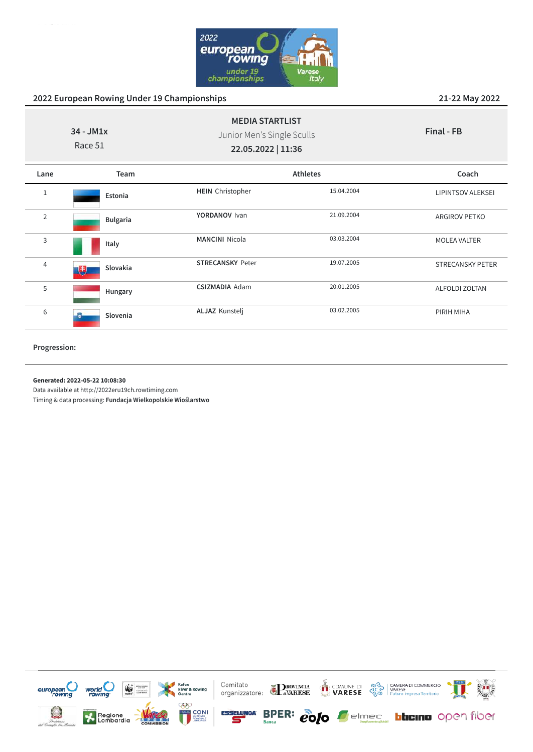## 2022 European Rowing Under 19 Championships

21-22 May 2022

**34 - JM1x**
Race 51

**MEDIA STARTLIST**
Junior Men's Single Sculls
**22.05.2022 | 11:36**

**Final - FB**

| Lane | Team | Athletes | | Coach |
|---|---|---|---|---|
| 1 | **Estonia** | **HEIN** Christopher | 15.04.2004 | LIPINTSOV ALEKSEI |
| 2 | **Bulgaria** | **YORDANOV** Ivan | 21.09.2004 | ARGIROV PETKO |
| 3 | **Italy** | **MANCINI** Nicola | 03.03.2004 | MOLEA VALTER |
| 4 | **Slovakia** | **STRECANSKY** Peter | 19.07.2005 | STRECANSKY PETER |
| 5 | **Hungary** | **CSIZMADIA** Adam | 20.01.2005 | ALFOLDI ZOLTAN |
| 6 | **Slovenia** | **ALJAZ** Kunstelj | 03.02.2005 | PIRIH MIHA |

**Progression:**

**Generated: 2022-05-22 10:08:30**
Data available at http://2022eru19ch.rowtiming.com
Timing & data processing: **Fundacja Wielkopolskie Wioślarstwo**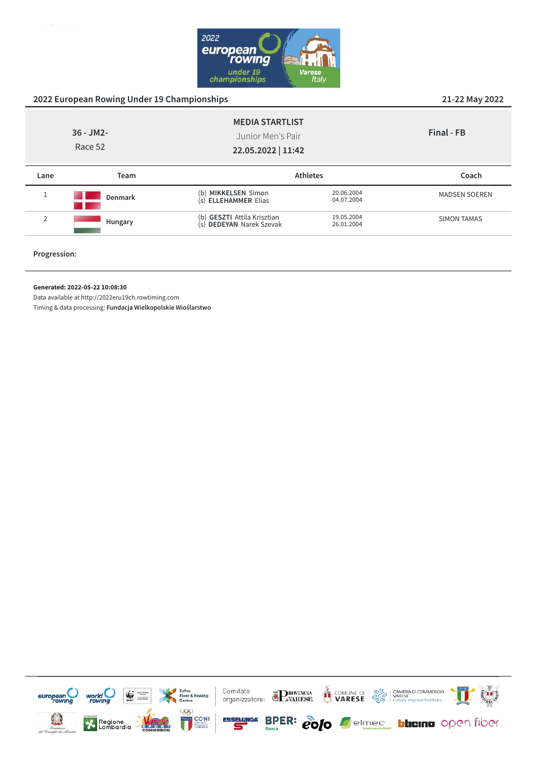## 2022 European Rowing Under 19 Championships

21-22 May 2022

36 - JM2-
Race 52

**MEDIA STARTLIST**
Junior Men's Pair
**22.05.2022 | 11:42**

**Final - FB**

| Lane | Team | Athletes | | Coach |
|---|---|---|---|---|
| 1 | **Denmark** | (b) **MIKKELSEN** Simon<br>(s) **ELLEHAMMER** Elias | 20.06.2004<br>04.07.2004 | MADSEN SOEREN |
| 2 | **Hungary** | (b) **GESZTI** Attila Krisztian<br>(s) **DEDEYAN** Narek Szevak | 19.05.2004<br>26.01.2004 | SIMON TAMAS |

**Progression:**

**Generated: 2022-05-22 10:08:30**
Data available at http://2022eru19ch.rowtiming.com
Timing & data processing: **Fundacja Wielkopolskie Wioślarstwo**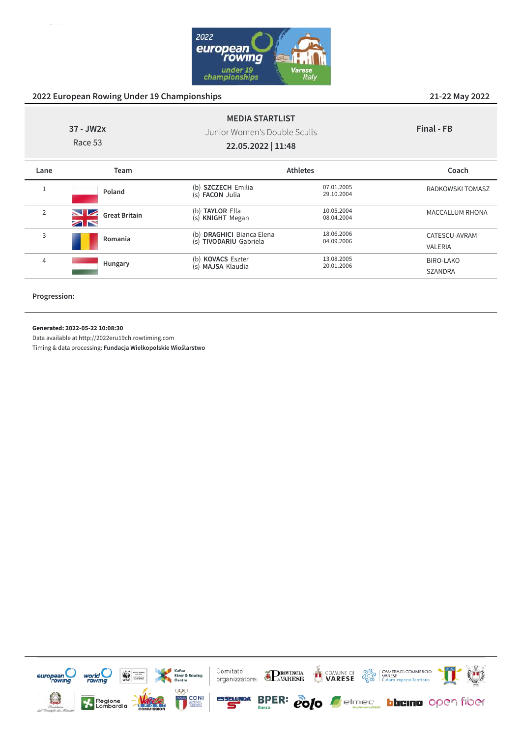## 2022 European Rowing Under 19 Championships

21-22 May 2022

**37 - JW2x**
Race 53

**MEDIA STARTLIST**
Junior Women's Double Sculls
**22.05.2022 | 11:48**

**Final - FB**

| Lane | Team | Athletes | | Coach |
|---|---|---|---|---|
| 1 | Poland | (b) **SZCZECH** Emilia<br>(s) **FACON** Julia | 07.01.2005<br>29.10.2004 | RADKOWSKI TOMASZ |
| 2 | Great Britain | (b) **TAYLOR** Ella<br>(s) **KNIGHT** Megan | 10.05.2004<br>08.04.2004 | MACCALLUM RHONA |
| 3 | Romania | (b) **DRAGHICI** Bianca Elena<br>(s) **TIVODARIU** Gabriela | 18.06.2006<br>04.09.2006 | CATESCU-AVRAM VALERIA |
| 4 | Hungary | (b) **KOVACS** Eszter<br>(s) **MAJSA** Klaudia | 13.08.2005<br>20.01.2006 | BIRO-LAKO SZANDRA |

**Progression:**

**Generated: 2022-05-22 10:08:30**
Data available at http://2022eru19ch.rowtiming.com
Timing & data processing: **Fundacja Wielkopolskie Wioślarstwo**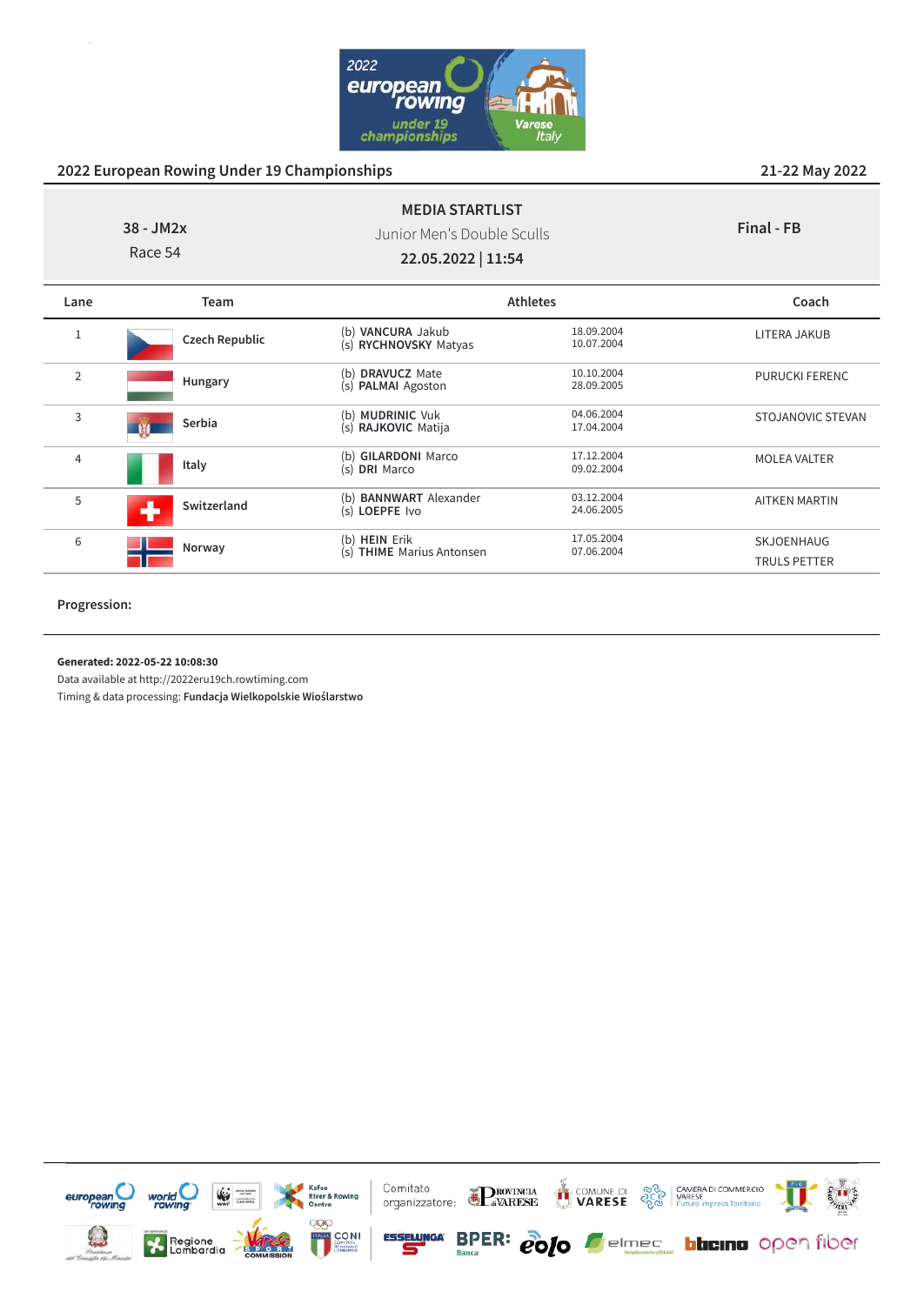## 2022 European Rowing Under 19 Championships

21-22 May 2022

**MEDIA STARTLIST**

38 - JM2x

Race 54

Junior Men's Double Sculls

**22.05.2022 | 11:54**

**Final - FB**

| Lane | Team | Athletes | | Coach |
|---|---|---|---|---|
| 1 | **Czech Republic** | (b) **VANCURA** Jakub<br>(s) **RYCHNOVSKY** Matyas | 18.09.2004<br>10.07.2004 | LITERA JAKUB |
| 2 | **Hungary** | (b) **DRAVUCZ** Mate<br>(s) **PALMAI** Agoston | 10.10.2004<br>28.09.2005 | PURUCKI FERENC |
| 3 | **Serbia** | (b) **MUDRINIC** Vuk<br>(s) **RAJKOVIC** Matija | 04.06.2004<br>17.04.2004 | STOJANOVIC STEVAN |
| 4 | **Italy** | (b) **GILARDONI** Marco<br>(s) **DRI** Marco | 17.12.2004<br>09.02.2004 | MOLEA VALTER |
| 5 | **Switzerland** | (b) **BANNWART** Alexander<br>(s) **LOEPFE** Ivo | 03.12.2004<br>24.06.2005 | AITKEN MARTIN |
| 6 | **Norway** | (b) **HEIN** Erik<br>(s) **THIME** Marius Antonsen | 17.05.2004<br>07.06.2004 | SKJOENHAUG<br>TRULS PETTER |

**Progression:**

**Generated: 2022-05-22 10:08:30**

Data available at http://2022eru19ch.rowtiming.com

Timing & data processing: **Fundacja Wielkopolskie Wioślarstwo**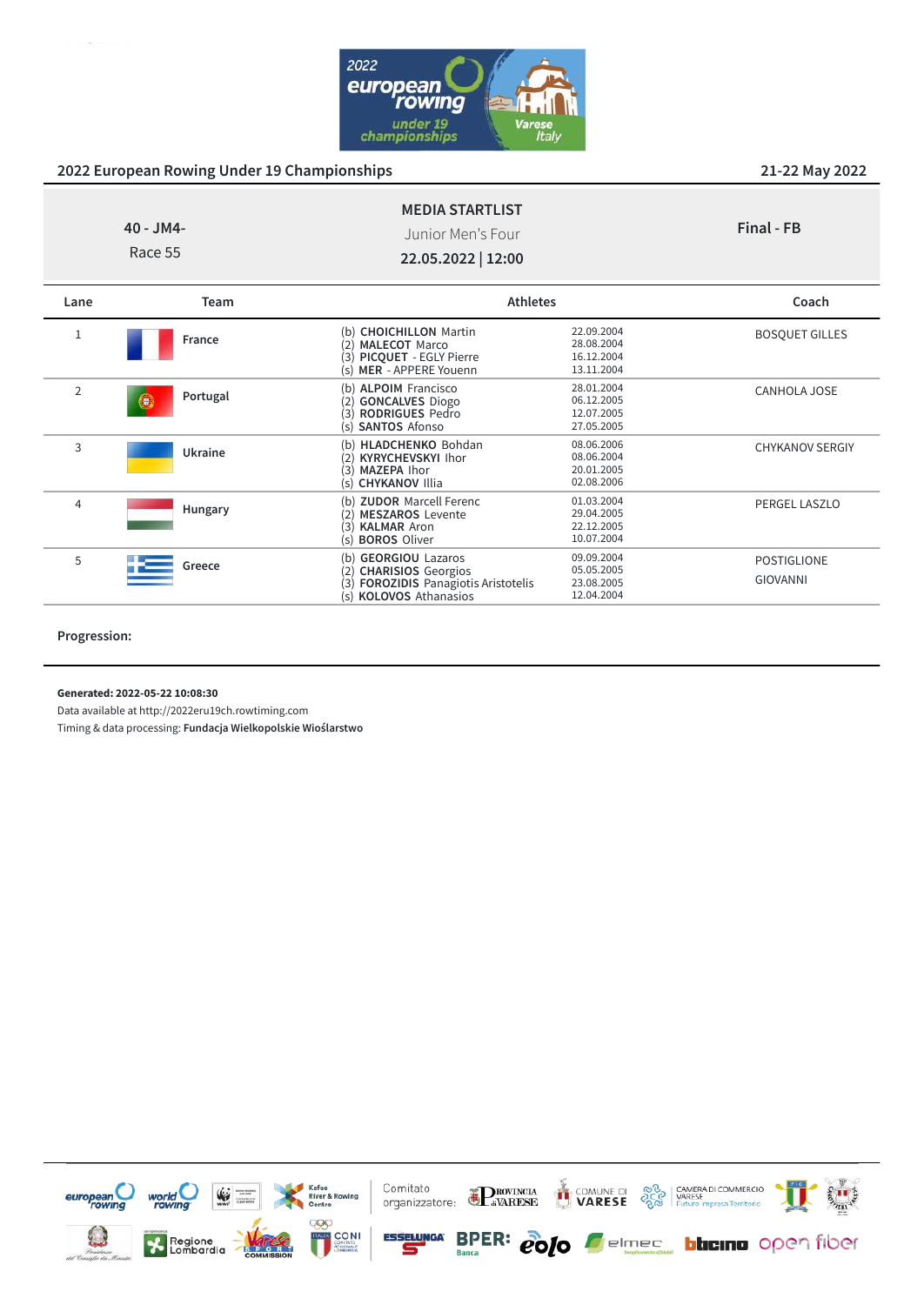## 2022 European Rowing Under 19 Championships

21-22 May 2022

40 - JM4-
Race 55

**MEDIA STARTLIST**
Junior Men's Four
**22.05.2022 | 12:00**

**Final - FB**

| Lane | Team | Athletes | | Coach |
|---|---|---|---|---|
| 1 | France | (b) **CHOICHILLON** Martin<br>(2) **MALECOT** Marco<br>(3) **PICQUET** - EGLY Pierre<br>(s) **MER** - APPERE Youenn | 22.09.2004<br>28.08.2004<br>16.12.2004<br>13.11.2004 | BOSQUET GILLES |
| 2 | Portugal | (b) **ALPOIM** Francisco<br>(2) **GONCALVES** Diogo<br>(3) **RODRIGUES** Pedro<br>(s) **SANTOS** Afonso | 28.01.2004<br>06.12.2005<br>12.07.2005<br>27.05.2005 | CANHOLA JOSE |
| 3 | Ukraine | (b) **HLADCHENKO** Bohdan<br>(2) **KYRYCHEVSKYI** Ihor<br>(3) **MAZEPA** Ihor<br>(s) **CHYKANOV** Illia | 08.06.2006<br>08.06.2004<br>20.01.2005<br>02.08.2006 | CHYKANOV SERGIY |
| 4 | Hungary | (b) **ZUDOR** Marcell Ferenc<br>(2) **MESZAROS** Levente<br>(3) **KALMAR** Aron<br>(s) **BOROS** Oliver | 01.03.2004<br>29.04.2005<br>22.12.2005<br>10.07.2004 | PERGEL LASZLO |
| 5 | Greece | (b) **GEORGIOU** Lazaros<br>(2) **CHARISIOS** Georgios<br>(3) **FOROZIDIS** Panagiotis Aristotelis<br>(s) **KOLOVOS** Athanasios | 09.09.2004<br>05.05.2005<br>23.08.2005<br>12.04.2004 | POSTIGLIONE GIOVANNI |

**Progression:**

**Generated: 2022-05-22 10:08:30**
Data available at http://2022eru19ch.rowtiming.com
Timing & data processing: **Fundacja Wielkopolskie Wioślarstwo**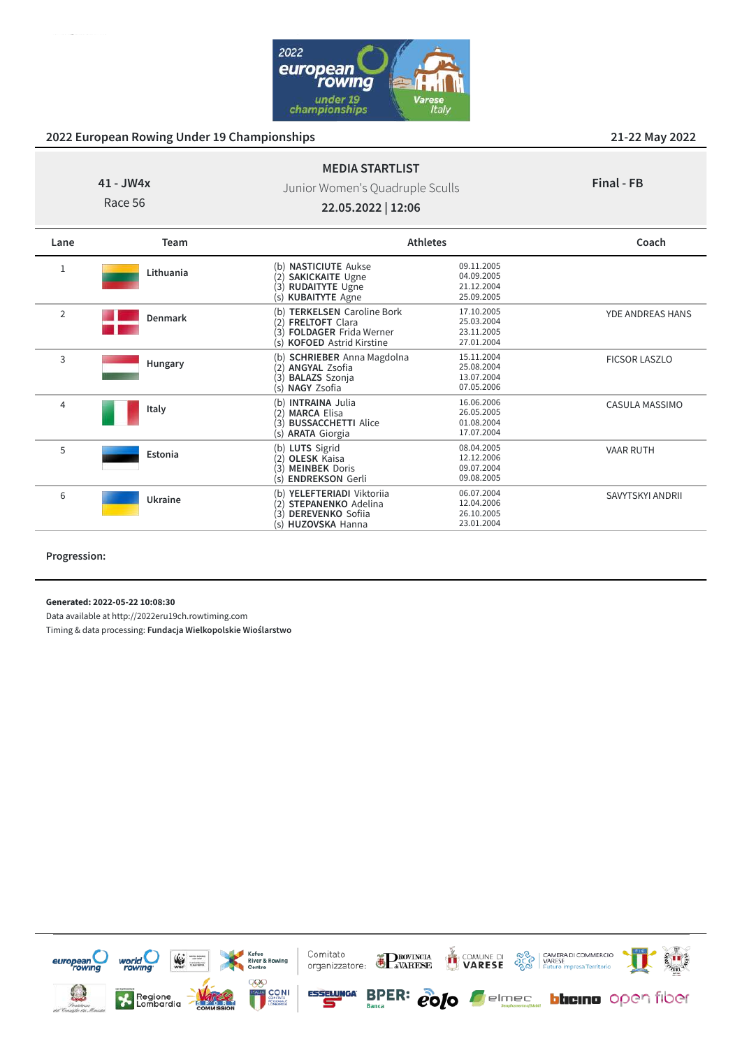## 2022 European Rowing Under 19 Championships

21-22 May 2022

**MEDIA STARTLIST**

| 41 - JW4x<br>Race 56 | Junior Women's Quadruple Sculls<br>**22.05.2022 \| 12:06** | **Final - FB** |
|---|---|---|

| Lane | Team | Athletes | | Coach |
|---|---|---|---|---|
| 1 | Lithuania | (b) **NASTICIUTE** Aukse<br>(2) **SAKICKAITE** Ugne<br>(3) **RUDAITYTE** Ugne<br>(s) **KUBAITYTE** Agne | 09.11.2005<br>04.09.2005<br>21.12.2004<br>25.09.2005 | |
| 2 | Denmark | (b) **TERKELSEN** Caroline Bork<br>(2) **FRELTOFT** Clara<br>(3) **FOLDAGER** Frida Werner<br>(s) **KOFOED** Astrid Kirstine | 17.10.2005<br>25.03.2004<br>23.11.2005<br>27.01.2004 | YDE ANDREAS HANS |
| 3 | Hungary | (b) **SCHRIEBER** Anna Magdolna<br>(2) **ANGYAL** Zsofia<br>(3) **BALAZS** Szonja<br>(s) **NAGY** Zsofia | 15.11.2004<br>25.08.2004<br>13.07.2004<br>07.05.2006 | FICSOR LASZLO |
| 4 | Italy | (b) **INTRAINA** Julia<br>(2) **MARCA** Elisa<br>(3) **BUSSACCHETTI** Alice<br>(s) **ARATA** Giorgia | 16.06.2006<br>26.05.2005<br>01.08.2004<br>17.07.2004 | CASULA MASSIMO |
| 5 | Estonia | (b) **LUTS** Sigrid<br>(2) **OLESK** Kaisa<br>(3) **MEINBEK** Doris<br>(s) **ENDREKSON** Gerli | 08.04.2005<br>12.12.2006<br>09.07.2004<br>09.08.2005 | VAAR RUTH |
| 6 | Ukraine | (b) **YELEFTERIADI** Viktoriia<br>(2) **STEPANENKO** Adelina<br>(3) **DEREVENKO** Sofiia<br>(s) **HUZOVSKA** Hanna | 06.07.2004<br>12.04.2006<br>26.10.2005<br>23.01.2004 | SAVYTSKYI ANDRII |

**Progression:**

**Generated: 2022-05-22 10:08:30**

Data available at http://2022eru19ch.rowtiming.com

Timing & data processing: **Fundacja Wielkopolskie Wioślarstwo**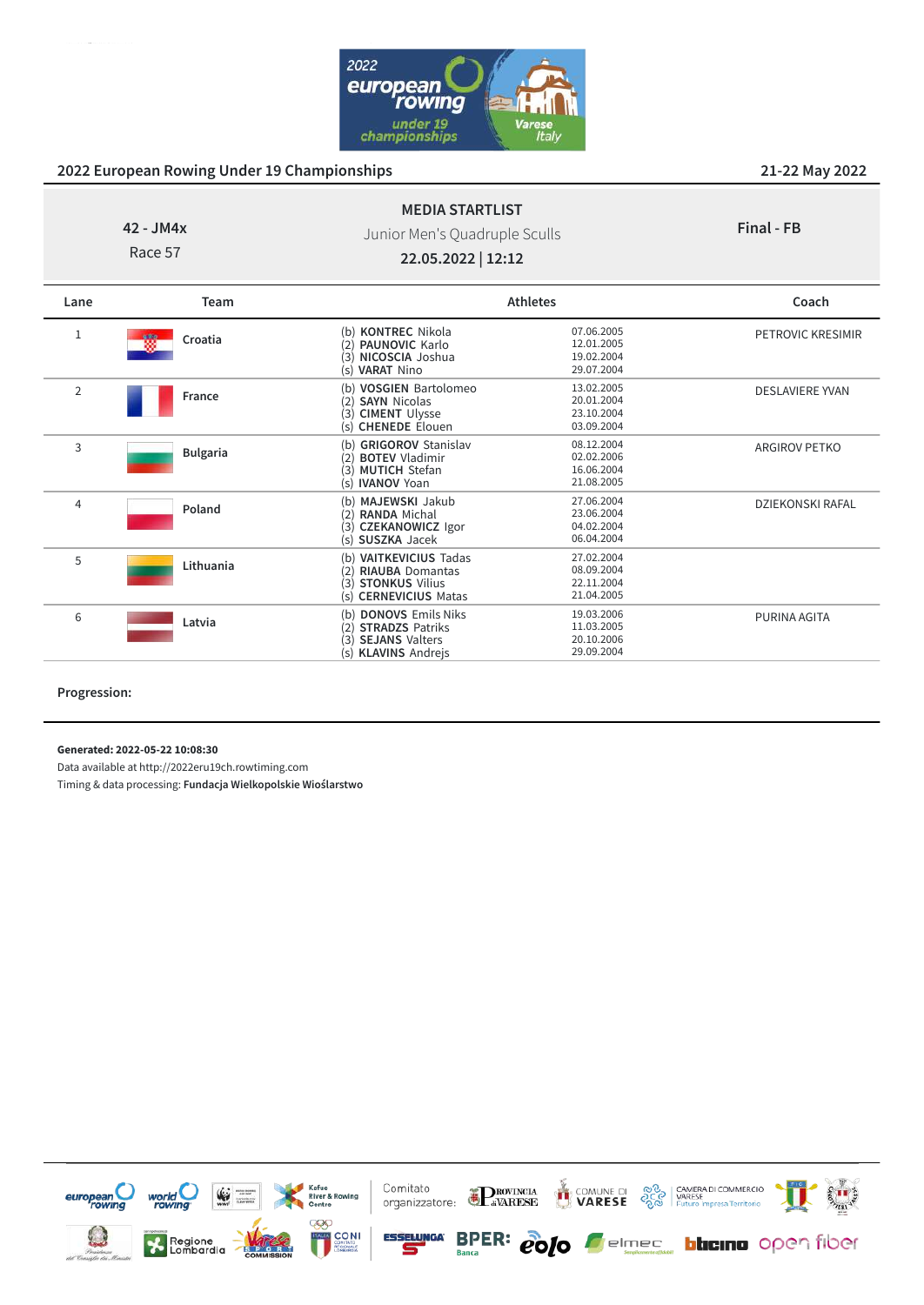## 2022 European Rowing Under 19 Championships

21-22 May 2022

**42 - JM4x**
Race 57

**MEDIA STARTLIST**
Junior Men's Quadruple Sculls
**22.05.2022 | 12:12**

**Final - FB**

| Lane | Team | Athletes | | Coach |
|---|---|---|---|---|
| 1 | **Croatia** | (b) **KONTREC** Nikola<br>(2) **PAUNOVIC** Karlo<br>(3) **NICOSCIA** Joshua<br>(s) **VARAT** Nino | 07.06.2005<br>12.01.2005<br>19.02.2004<br>29.07.2004 | PETROVIC KRESIMIR |
| 2 | **France** | (b) **VOSGIEN** Bartolomeo<br>(2) **SAYN** Nicolas<br>(3) **CIMENT** Ulysse<br>(s) **CHENEDE** Elouen | 13.02.2005<br>20.01.2004<br>23.10.2004<br>03.09.2004 | DESLAVIERE YVAN |
| 3 | **Bulgaria** | (b) **GRIGOROV** Stanislav<br>(2) **BOTEV** Vladimir<br>(3) **MUTICH** Stefan<br>(s) **IVANOV** Yoan | 08.12.2004<br>02.02.2006<br>16.06.2004<br>21.08.2005 | ARGIROV PETKO |
| 4 | **Poland** | (b) **MAJEWSKI** Jakub<br>(2) **RANDA** Michal<br>(3) **CZEKANOWICZ** Igor<br>(s) **SUSZKA** Jacek | 27.06.2004<br>23.06.2004<br>04.02.2004<br>06.04.2004 | DZIEKONSKI RAFAL |
| 5 | **Lithuania** | (b) **VAITKEVICIUS** Tadas<br>(2) **RIAUBA** Domantas<br>(3) **STONKUS** Vilius<br>(s) **CERNEVICIUS** Matas | 27.02.2004<br>08.09.2004<br>22.11.2004<br>21.04.2005 | |
| 6 | **Latvia** | (b) **DONOVS** Emils Niks<br>(2) **STRADZS** Patriks<br>(3) **SEJANS** Valters<br>(s) **KLAVINS** Andrejs | 19.03.2006<br>11.03.2005<br>20.10.2006<br>29.09.2004 | PURINA AGITA |

**Progression:**

**Generated: 2022-05-22 10:08:30**
Data available at http://2022eru19ch.rowtiming.com
Timing & data processing: **Fundacja Wielkopolskie Wioślarstwo**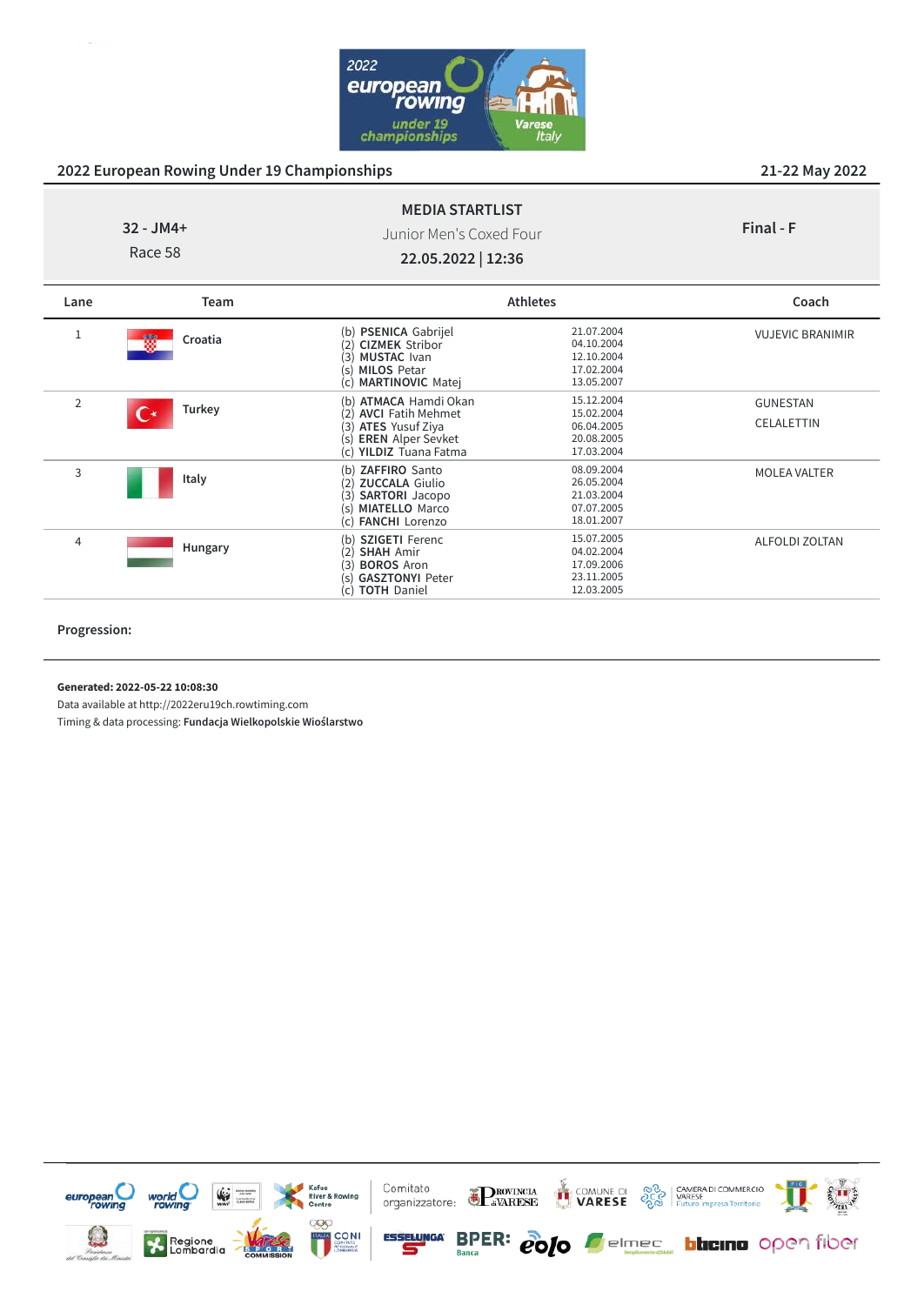## 2022 European Rowing Under 19 Championships

21-22 May 2022

**MEDIA STARTLIST**

Junior Men's Coxed Four

**22.05.2022 | 12:36**

32 - JM4+

Race 58

**Final - F**

| Lane | Team | Athletes | | Coach |
|---|---|---|---|---|
| 1 | Croatia | (b) **PSENICA** Gabrijel<br>(2) **CIZMEK** Stribor<br>(3) **MUSTAC** Ivan<br>(s) **MILOS** Petar<br>(c) **MARTINOVIC** Matej | 21.07.2004<br>04.10.2004<br>12.10.2004<br>17.02.2004<br>13.05.2007 | VUJEVIC BRANIMIR |
| 2 | Turkey | (b) **ATMACA** Hamdi Okan<br>(2) **AVCI** Fatih Mehmet<br>(3) **ATES** Yusuf Ziya<br>(s) **EREN** Alper Sevket<br>(c) **YILDIZ** Tuana Fatma | 15.12.2004<br>15.02.2004<br>06.04.2005<br>20.08.2005<br>17.03.2004 | GUNESTAN<br>CELALETTIN |
| 3 | Italy | (b) **ZAFFIRO** Santo<br>(2) **ZUCCALA** Giulio<br>(3) **SARTORI** Jacopo<br>(s) **MIATELLO** Marco<br>(c) **FANCHI** Lorenzo | 08.09.2004<br>26.05.2004<br>21.03.2004<br>07.07.2005<br>18.01.2007 | MOLEA VALTER |
| 4 | Hungary | (b) **SZIGETI** Ferenc<br>(2) **SHAH** Amir<br>(3) **BOROS** Aron<br>(s) **GASZTONYI** Peter<br>(c) **TOTH** Daniel | 15.07.2005<br>04.02.2004<br>17.09.2006<br>23.11.2005<br>12.03.2005 | ALFOLDI ZOLTAN |

**Progression:**

**Generated: 2022-05-22 10:08:30**

Data available at http://2022eru19ch.rowtiming.com

Timing & data processing: **Fundacja Wielkopolskie Wioślarstwo**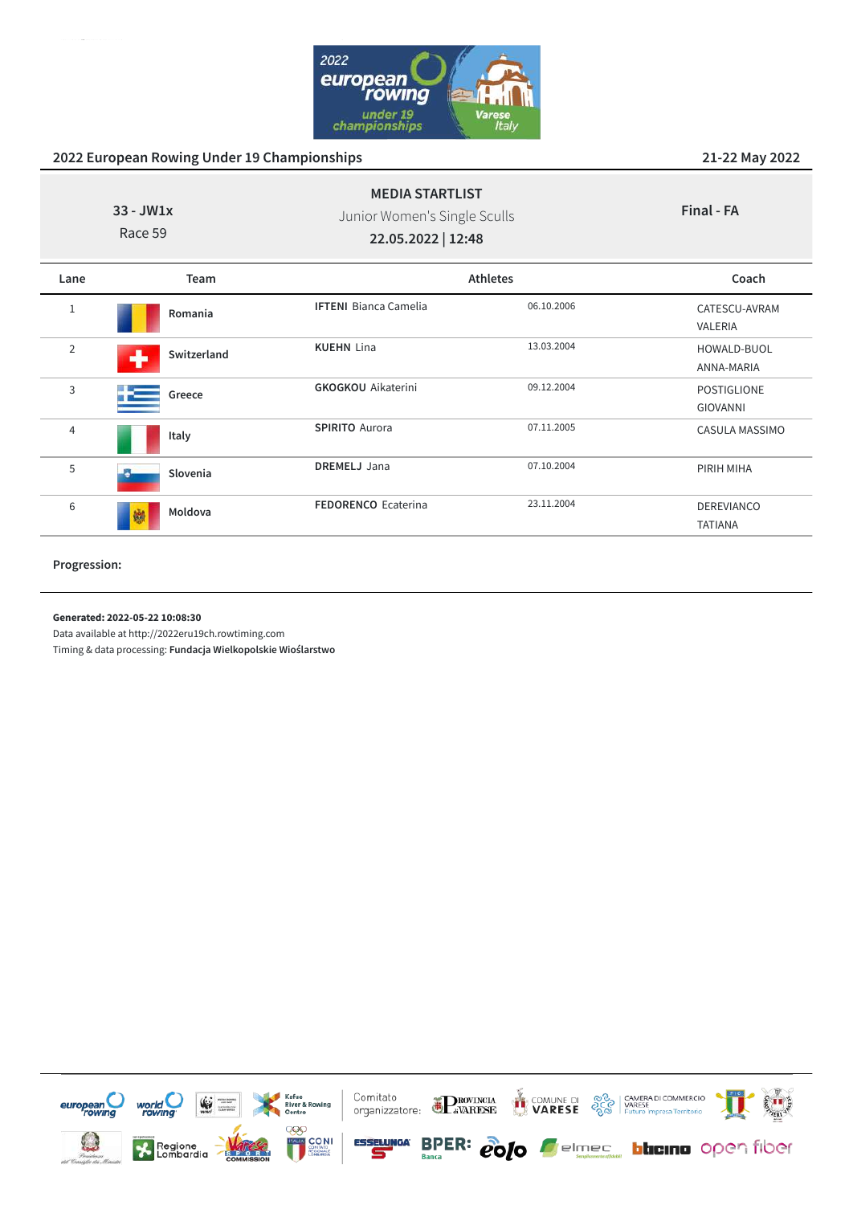## 2022 European Rowing Under 19 Championships

21-22 May 2022

**33 - JW1x**
Race 59

**MEDIA STARTLIST**
Junior Women's Single Sculls
**22.05.2022 | 12:48**

**Final - FA**

| Lane | Team | Athletes | | Coach |
|---|---|---|---|---|
| 1 | **Romania** | **IFTENI** Bianca Camelia | 06.10.2006 | CATESCU-AVRAM VALERIA |
| 2 | **Switzerland** | **KUEHN** Lina | 13.03.2004 | HOWALD-BUOL ANNA-MARIA |
| 3 | **Greece** | **GKOGKOU** Aikaterini | 09.12.2004 | POSTIGLIONE GIOVANNI |
| 4 | **Italy** | **SPIRITO** Aurora | 07.11.2005 | CASULA MASSIMO |
| 5 | **Slovenia** | **DREMELJ** Jana | 07.10.2004 | PIRIH MIHA |
| 6 | **Moldova** | **FEDORENCO** Ecaterina | 23.11.2004 | DEREVIANCO TATIANA |

**Progression:**

**Generated: 2022-05-22 10:08:30**
Data available at http://2022eru19ch.rowtiming.com
Timing & data processing: **Fundacja Wielkopolskie Wioślarstwo**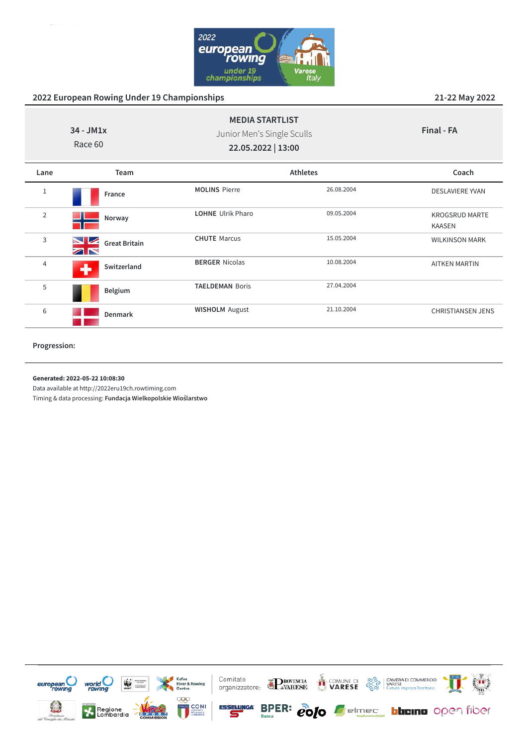## 2022 European Rowing Under 19 Championships

21-22 May 2022

**MEDIA STARTLIST**

34 - JM1x
Race 60

Junior Men's Single Sculls

**22.05.2022 | 13:00**

**Final - FA**

| Lane | Team | Athletes | | Coach |
|---|---|---|---|---|
| 1 | France | **MOLINS** Pierre | 26.08.2004 | DESLAVIERE YVAN |
| 2 | Norway | **LOHNE** Ulrik Pharo | 09.05.2004 | KROGSRUD MARTE KAASEN |
| 3 | Great Britain | **CHUTE** Marcus | 15.05.2004 | WILKINSON MARK |
| 4 | Switzerland | **BERGER** Nicolas | 10.08.2004 | AITKEN MARTIN |
| 5 | Belgium | **TAELDEMAN** Boris | 27.04.2004 | |
| 6 | Denmark | **WISHOLM** August | 21.10.2004 | CHRISTIANSEN JENS |

**Progression:**

**Generated: 2022-05-22 10:08:30**
Data available at http://2022eru19ch.rowtiming.com
Timing & data processing: **Fundacja Wielkopolskie Wioślarstwo**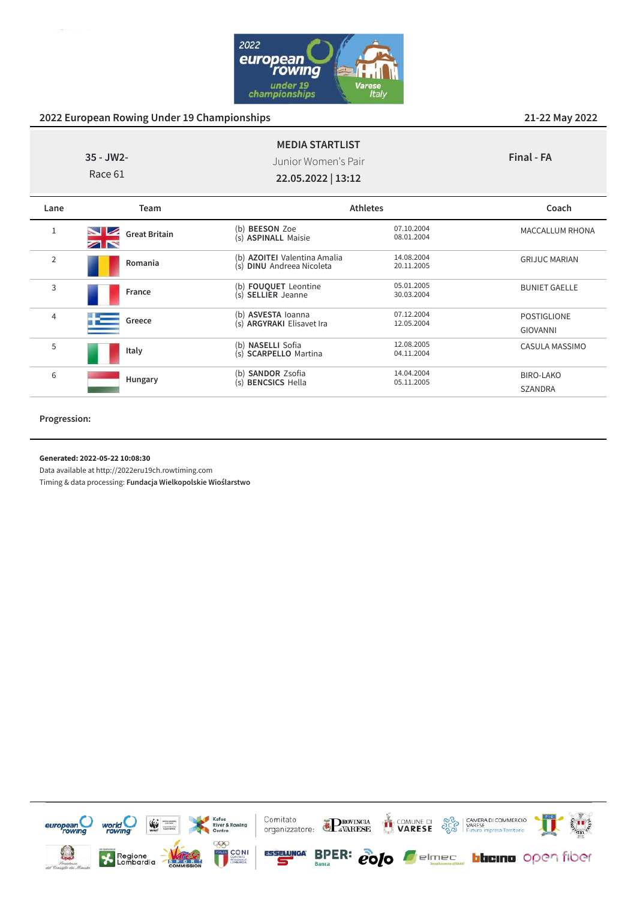## 2022 European Rowing Under 19 Championships

21-22 May 2022

**35 - JW2-**
Race 61

**MEDIA STARTLIST**
Junior Women's Pair
**22.05.2022 | 13:12**

**Final - FA**

| Lane | Team | Athletes | | Coach |
|---|---|---|---|---|
| 1 | **Great Britain** | (b) **BEESON** Zoe<br>(s) **ASPINALL** Maisie | 07.10.2004<br>08.01.2004 | MACCALLUM RHONA |
| 2 | **Romania** | (b) **AZOITEI** Valentina Amalia<br>(s) **DINU** Andreea Nicoleta | 14.08.2004<br>20.11.2005 | GRIJUC MARIAN |
| 3 | **France** | (b) **FOUQUET** Leontine<br>(s) **SELLIER** Jeanne | 05.01.2005<br>30.03.2004 | BUNIET GAELLE |
| 4 | **Greece** | (b) **ASVESTA** Ioanna<br>(s) **ARGYRAKI** Elisavet Ira | 07.12.2004<br>12.05.2004 | POSTIGLIONE GIOVANNI |
| 5 | **Italy** | (b) **NASELLI** Sofia<br>(s) **SCARPELLO** Martina | 12.08.2005<br>04.11.2004 | CASULA MASSIMO |
| 6 | **Hungary** | (b) **SANDOR** Zsofia<br>(s) **BENCSICS** Hella | 14.04.2004<br>05.11.2005 | BIRO-LAKO SZANDRA |

**Progression:**

**Generated: 2022-05-22 10:08:30**
Data available at http://2022eru19ch.rowtiming.com
Timing & data processing: **Fundacja Wielkopolskie Wioślarstwo**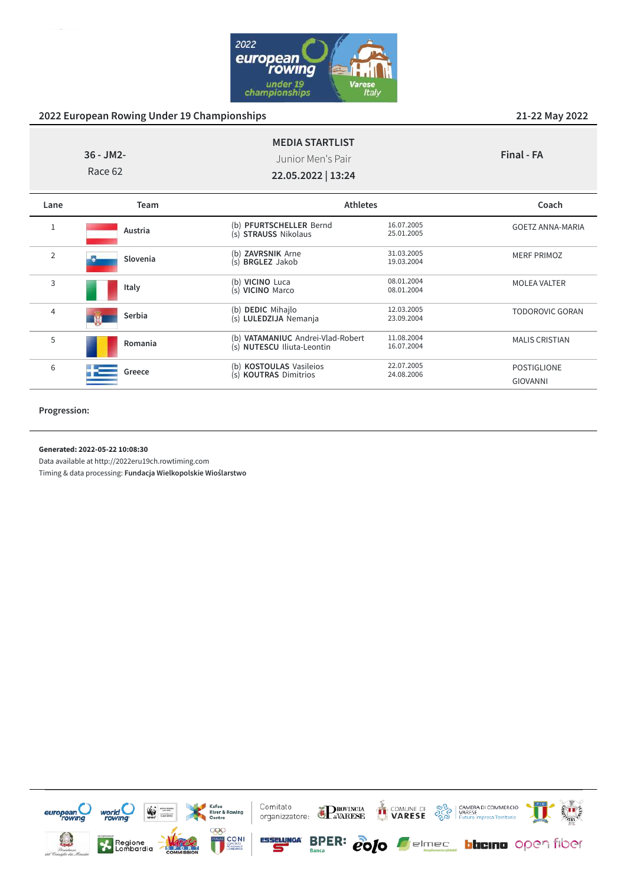2022 European Rowing Under 19 Championships

21-22 May 2022

| 36 - JM2-<br>Race 62 | **MEDIA STARTLIST**<br>Junior Men's Pair<br>**22.05.2022 \| 13:24** | **Final - FA** |
|---|---|---|

| Lane | Team | Athletes | | Coach |
|---|---|---|---|---|
| 1 | **Austria** | (b) **PFURTSCHELLER** Bernd<br>(s) **STRAUSS** Nikolaus | 16.07.2005<br>25.01.2005 | GOETZ ANNA-MARIA |
| 2 | **Slovenia** | (b) **ZAVRSNIK** Arne<br>(s) **BRGLEZ** Jakob | 31.03.2005<br>19.03.2004 | MERF PRIMOZ |
| 3 | **Italy** | (b) **VICINO** Luca<br>(s) **VICINO** Marco | 08.01.2004<br>08.01.2004 | MOLEA VALTER |
| 4 | **Serbia** | (b) **DEDIC** Mihajlo<br>(s) **LULEDZIJA** Nemanja | 12.03.2005<br>23.09.2004 | TODOROVIC GORAN |
| 5 | **Romania** | (b) **VATAMANIUC** Andrei-Vlad-Robert<br>(s) **NUTESCU** Iliuta-Leontin | 11.08.2004<br>16.07.2004 | MALIS CRISTIAN |
| 6 | **Greece** | (b) **KOSTOULAS** Vasileios<br>(s) **KOUTRAS** Dimitrios | 22.07.2005<br>24.08.2006 | POSTIGLIONE GIOVANNI |

**Progression:**

**Generated: 2022-05-22 10:08:30**
Data available at http://2022eru19ch.rowtiming.com
Timing & data processing: **Fundacja Wielkopolskie Wioślarstwo**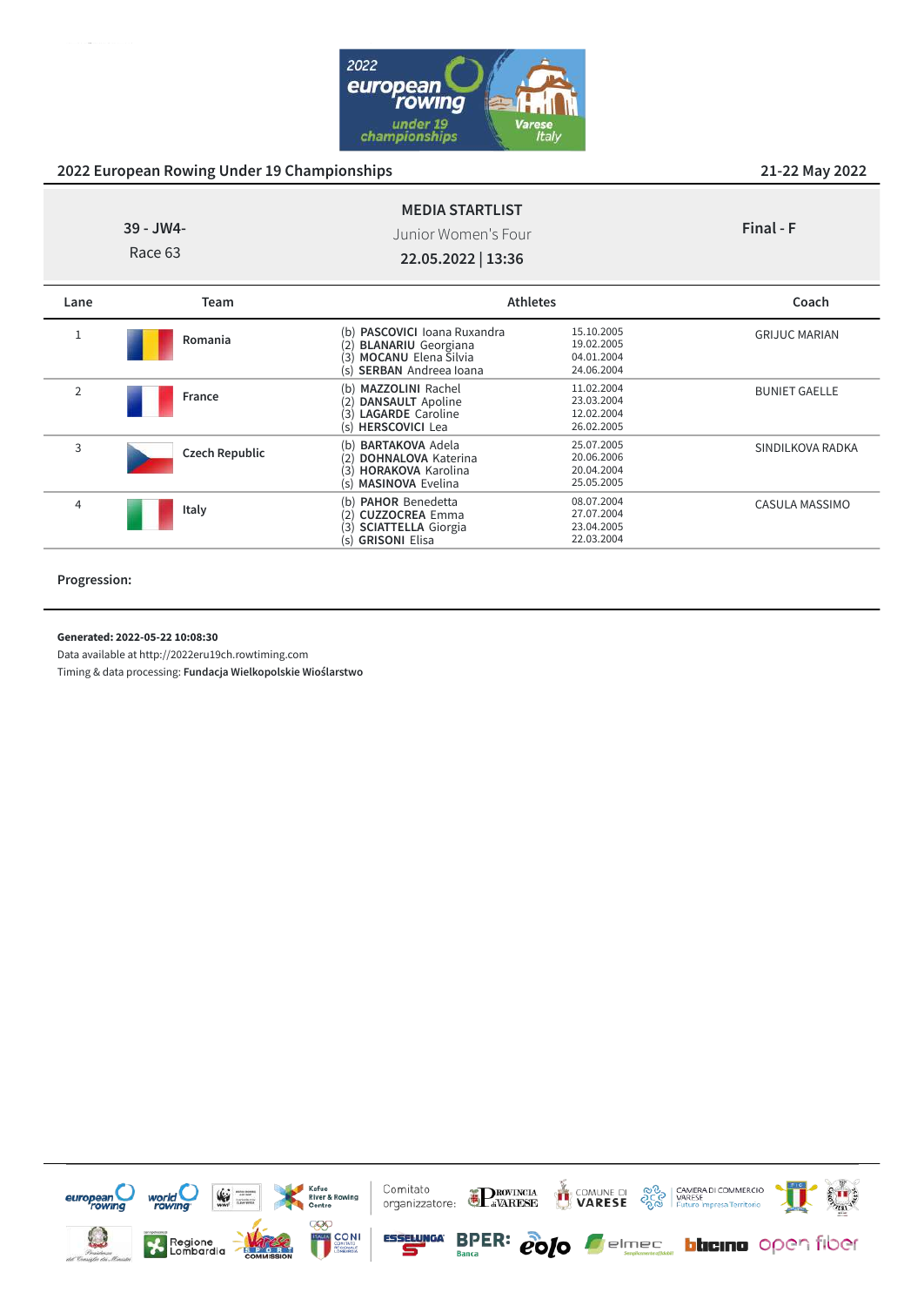## 2022 European Rowing Under 19 Championships

21-22 May 2022

**39 - JW4-**
Race 63

**MEDIA STARTLIST**
Junior Women's Four
**22.05.2022 | 13:36**

**Final - F**

| Lane | Team | Athletes | | Coach |
|---|---|---|---|---|
| 1 | **Romania** | (b) **PASCOVICI** Ioana Ruxandra<br>(2) **BLANARIU** Georgiana<br>(3) **MOCANU** Elena Silvia<br>(s) **SERBAN** Andreea Ioana | 15.10.2005<br>19.02.2005<br>04.01.2004<br>24.06.2004 | GRIJUC MARIAN |
| 2 | **France** | (b) **MAZZOLINI** Rachel<br>(2) **DANSAULT** Apoline<br>(3) **LAGARDE** Caroline<br>(s) **HERSCOVICI** Lea | 11.02.2004<br>23.03.2004<br>12.02.2004<br>26.02.2005 | BUNIET GAELLE |
| 3 | **Czech Republic** | (b) **BARTAKOVA** Adela<br>(2) **DOHNALOVA** Katerina<br>(3) **HORAKOVA** Karolina<br>(s) **MASINOVA** Evelina | 25.07.2005<br>20.06.2006<br>20.04.2004<br>25.05.2005 | SINDILKOVA RADKA |
| 4 | **Italy** | (b) **PAHOR** Benedetta<br>(2) **CUZZOCREA** Emma<br>(3) **SCIATTELLA** Giorgia<br>(s) **GRISONI** Elisa | 08.07.2004<br>27.07.2004<br>23.04.2005<br>22.03.2004 | CASULA MASSIMO |

**Progression:**

**Generated: 2022-05-22 10:08:30**
Data available at http://2022eru19ch.rowtiming.com
Timing & data processing: **Fundacja Wielkopolskie Wioślarstwo**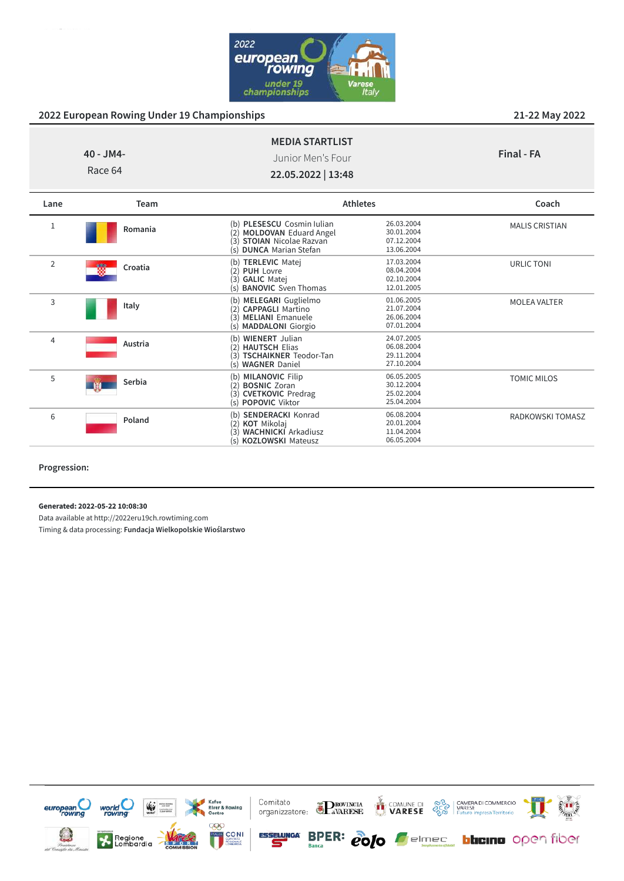## 2022 European Rowing Under 19 Championships

21-22 May 2022

**MEDIA STARTLIST**

Junior Men's Four

**22.05.2022 | 13:48**

40 - JM4-

Race 64

**Final - FA**

| Lane | Team | Athletes | | Coach |
|---|---|---|---|---|
| 1 | Romania | (b) **PLESESCU** Cosmin Iulian<br>(2) **MOLDOVAN** Eduard Angel<br>(3) **STOIAN** Nicolae Razvan<br>(s) **DUNCA** Marian Stefan | 26.03.2004<br>30.01.2004<br>07.12.2004<br>13.06.2004 | MALIS CRISTIAN |
| 2 | Croatia | (b) **TERLEVIC** Matej<br>(2) **PUH** Lovre<br>(3) **GALIC** Matej<br>(s) **BANOVIC** Sven Thomas | 17.03.2004<br>08.04.2004<br>02.10.2004<br>12.01.2005 | URLIC TONI |
| 3 | Italy | (b) **MELEGARI** Guglielmo<br>(2) **CAPPAGLI** Martino<br>(3) **MELIANI** Emanuele<br>(s) **MADDALONI** Giorgio | 01.06.2005<br>21.07.2004<br>26.06.2004<br>07.01.2004 | MOLEA VALTER |
| 4 | Austria | (b) **WIENERT** Julian<br>(2) **HAUTSCH** Elias<br>(3) **TSCHAIKNER** Teodor-Tan<br>(s) **WAGNER** Daniel | 24.07.2005<br>06.08.2004<br>29.11.2004<br>27.10.2004 | |
| 5 | Serbia | (b) **MILANOVIC** Filip<br>(2) **BOSNIC** Zoran<br>(3) **CVETKOVIC** Predrag<br>(s) **POPOVIC** Viktor | 06.05.2005<br>30.12.2004<br>25.02.2004<br>25.04.2004 | TOMIC MILOS |
| 6 | Poland | (b) **SENDERACKI** Konrad<br>(2) **KOT** Mikolaj<br>(3) **WACHNICKI** Arkadiusz<br>(s) **KOZLOWSKI** Mateusz | 06.08.2004<br>20.01.2004<br>11.04.2004<br>06.05.2004 | RADKOWSKI TOMASZ |

**Progression:**

**Generated: 2022-05-22 10:08:30**

Data available at http://2022eru19ch.rowtiming.com

Timing & data processing: **Fundacja Wielkopolskie Wioślarstwo**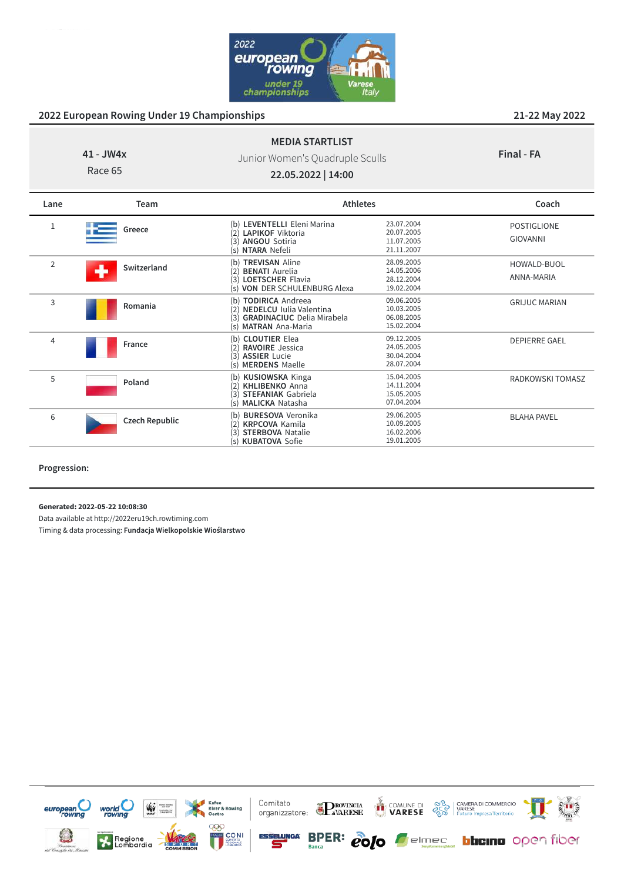2022 European Rowing Under 19 Championships

21-22 May 2022

**41 - JW4x**
Race 65

**MEDIA STARTLIST**
Junior Women's Quadruple Sculls
**22.05.2022 | 14:00**

**Final - FA**

| Lane | Team | Athletes | | Coach |
|---|---|---|---|---|
| 1 | Greece | (b) **LEVENTELLI** Eleni Marina<br>(2) **LAPIKOF** Viktoria<br>(3) **ANGOU** Sotiria<br>(s) **NTARA** Nefeli | 23.07.2004<br>20.07.2005<br>11.07.2005<br>21.11.2007 | POSTIGLIONE<br>GIOVANNI |
| 2 | Switzerland | (b) **TREVISAN** Aline<br>(2) **BENATI** Aurelia<br>(3) **LOETSCHER** Flavia<br>(s) **VON** DER SCHULENBURG Alexa | 28.09.2005<br>14.05.2006<br>28.12.2004<br>19.02.2004 | HOWALD-BUOL<br>ANNA-MARIA |
| 3 | Romania | (b) **TODIRICA** Andreea<br>(2) **NEDELCU** Iulia Valentina<br>(3) **GRADINACIUC** Delia Mirabela<br>(s) **MATRAN** Ana-Maria | 09.06.2005<br>10.03.2005<br>06.08.2005<br>15.02.2004 | GRIJUC MARIAN |
| 4 | France | (b) **CLOUTIER** Elea<br>(2) **RAVOIRE** Jessica<br>(3) **ASSIER** Lucie<br>(s) **MERDENS** Maelle | 09.12.2005<br>24.05.2005<br>30.04.2004<br>28.07.2004 | DEPIERRE GAEL |
| 5 | Poland | (b) **KUSIOWSKA** Kinga<br>(2) **KHLIBENKO** Anna<br>(3) **STEFANIAK** Gabriela<br>(s) **MALICKA** Natasha | 15.04.2005<br>14.11.2004<br>15.05.2005<br>07.04.2004 | RADKOWSKI TOMASZ |
| 6 | Czech Republic | (b) **BURESOVA** Veronika<br>(2) **KRPCOVA** Kamila<br>(3) **STERBOVA** Natalie<br>(s) **KUBATOVA** Sofie | 29.06.2005<br>10.09.2005<br>16.02.2006<br>19.01.2005 | BLAHA PAVEL |

**Progression:**

**Generated: 2022-05-22 10:08:30**
Data available at http://2022eru19ch.rowtiming.com
Timing & data processing: **Fundacja Wielkopolskie Wioślarstwo**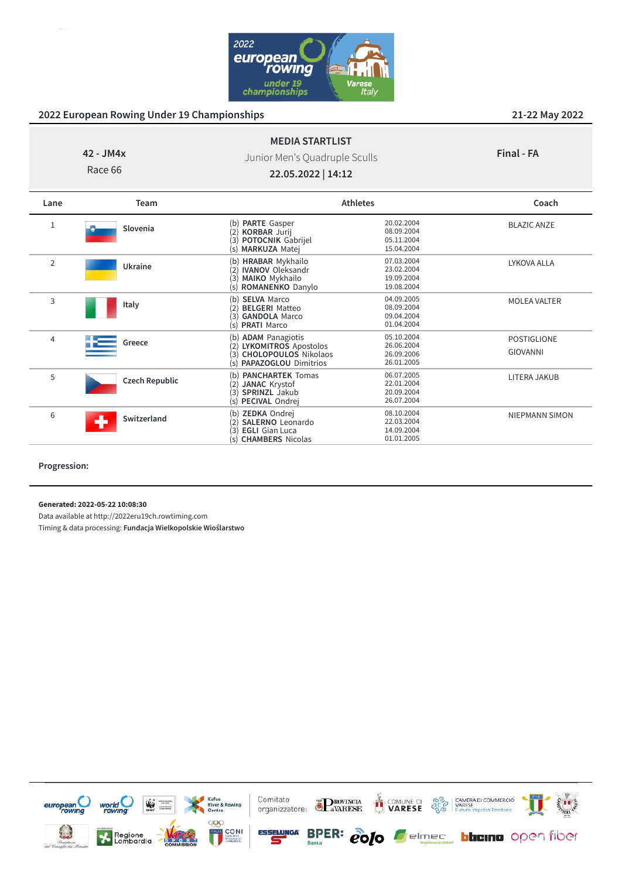## 2022 European Rowing Under 19 Championships

21-22 May 2022

**42 - JM4x**
Race 66

**MEDIA STARTLIST**
Junior Men's Quadruple Sculls
**22.05.2022 | 14:12**

**Final - FA**

| Lane | Team | Athletes | | Coach |
|---|---|---|---|---|
| 1 | Slovenia | (b) **PARTE** Gasper<br>(2) **KORBAR** Jurij<br>(3) **POTOCNIK** Gabrijel<br>(s) **MARKUZA** Matej | 20.02.2004<br>08.09.2004<br>05.11.2004<br>15.04.2004 | BLAZIC ANZE |
| 2 | Ukraine | (b) **HRABAR** Mykhailo<br>(2) **IVANOV** Oleksandr<br>(3) **MAIKO** Mykhailo<br>(s) **ROMANENKO** Danylo | 07.03.2004<br>23.02.2004<br>19.09.2004<br>19.08.2004 | LYKOVA ALLA |
| 3 | Italy | (b) **SELVA** Marco<br>(2) **BELGERI** Matteo<br>(3) **GANDOLA** Marco<br>(s) **PRATI** Marco | 04.09.2005<br>08.09.2004<br>09.04.2004<br>01.04.2004 | MOLEA VALTER |
| 4 | Greece | (b) **ADAM** Panagiotis<br>(2) **LYKOMITROS** Apostolos<br>(3) **CHOLOPOULOS** Nikolaos<br>(s) **PAPAZOGLOU** Dimitrios | 05.10.2004<br>26.06.2004<br>26.09.2006<br>26.01.2005 | POSTIGLIONE GIOVANNI |
| 5 | Czech Republic | (b) **PANCHARTEK** Tomas<br>(2) **JANAC** Krystof<br>(3) **SPRINZL** Jakub<br>(s) **PECIVAL** Ondrej | 06.07.2005<br>22.01.2004<br>20.09.2004<br>26.07.2004 | LITERA JAKUB |
| 6 | Switzerland | (b) **ZEDKA** Ondrej<br>(2) **SALERNO** Leonardo<br>(3) **EGLI** Gian Luca<br>(s) **CHAMBERS** Nicolas | 08.10.2004<br>22.03.2004<br>14.09.2004<br>01.01.2005 | NIEPMANN SIMON |

**Progression:**

**Generated: 2022-05-22 10:08:30**
Data available at http://2022eru19ch.rowtiming.com
Timing & data processing: **Fundacja Wielkopolskie Wioślarstwo**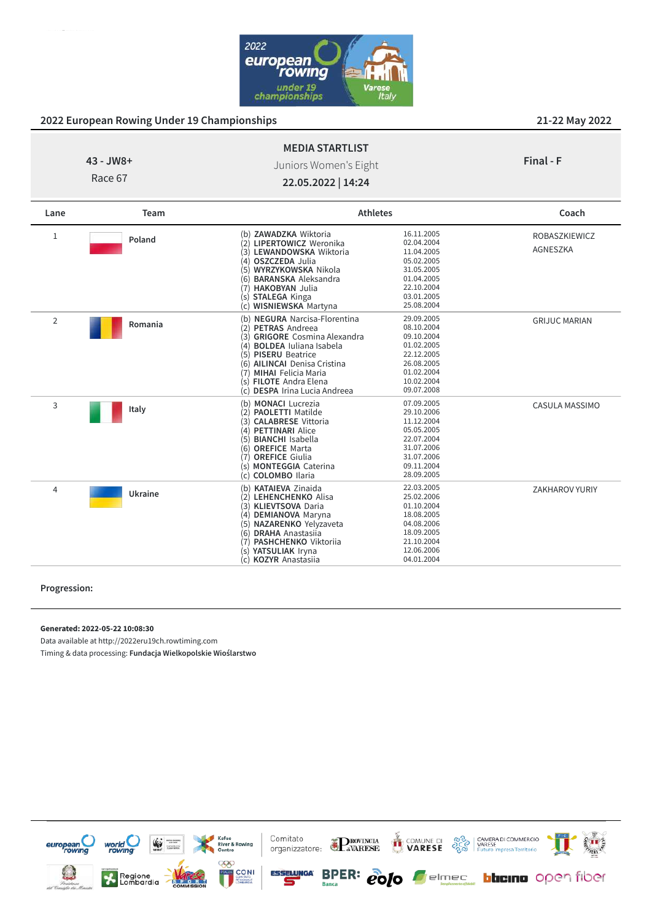## 2022 European Rowing Under 19 Championships

21-22 May 2022

**43 - JW8+**
Race 67

**MEDIA STARTLIST**
Juniors Women's Eight
**22.05.2022 | 14:24**

**Final - F**

| Lane | Team | Athletes | | Coach |
|---|---|---|---|---|
| 1 | **Poland** | (b) **ZAWADZKA** Wiktoria | 16.11.2005 | ROBASZKIEWICZ AGNESZKA |
| | | (2) **LIPERTOWICZ** Weronika | 02.04.2004 | |
| | | (3) **LEWANDOWSKA** Wiktoria | 11.04.2005 | |
| | | (4) **OSZCZEDA** Julia | 05.02.2005 | |
| | | (5) **WYRZYKOWSKA** Nikola | 31.05.2005 | |
| | | (6) **BARANSKA** Aleksandra | 01.04.2005 | |
| | | (7) **HAKOBYAN** Julia | 22.10.2004 | |
| | | (s) **STALEGA** Kinga | 03.01.2005 | |
| | | (c) **WISNIEWSKA** Martyna | 25.08.2004 | |
| 2 | **Romania** | (b) **NEGURA** Narcisa-Florentina | 29.09.2005 | GRIJUC MARIAN |
| | | (2) **PETRAS** Andreea | 08.10.2004 | |
| | | (3) **GRIGORE** Cosmina Alexandra | 09.10.2004 | |
| | | (4) **BOLDEA** Iuliana Isabela | 01.02.2005 | |
| | | (5) **PISERU** Beatrice | 22.12.2005 | |
| | | (6) **AILINCAI** Denisa Cristina | 26.08.2005 | |
| | | (7) **MIHAI** Felicia Maria | 01.02.2004 | |
| | | (s) **FILOTE** Andra Elena | 10.02.2004 | |
| | | (c) **DESPA** Irina Lucia Andreea | 09.07.2008 | |
| 3 | **Italy** | (b) **MONACI** Lucrezia | 07.09.2005 | CASULA MASSIMO |
| | | (2) **PAOLETTI** Matilde | 29.10.2006 | |
| | | (3) **CALABRESE** Vittoria | 11.12.2004 | |
| | | (4) **PETTINARI** Alice | 05.05.2005 | |
| | | (5) **BIANCHI** Isabella | 22.07.2004 | |
| | | (6) **OREFICE** Marta | 31.07.2006 | |
| | | (7) **OREFICE** Giulia | 31.07.2006 | |
| | | (s) **MONTEGGIA** Caterina | 09.11.2004 | |
| | | (c) **COLOMBO** Ilaria | 28.09.2005 | |
| 4 | **Ukraine** | (b) **KATAIEVA** Zinaida | 22.03.2005 | ZAKHAROV YURIY |
| | | (2) **LEHENCHENKO** Alisa | 25.02.2006 | |
| | | (3) **KLIEVTSOVA** Daria | 01.10.2004 | |
| | | (4) **DEMIANOVA** Maryna | 18.08.2005 | |
| | | (5) **NAZARENKO** Yelyzaveta | 04.08.2006 | |
| | | (6) **DRAHA** Anastasiia | 18.09.2005 | |
| | | (7) **PASHCHENKO** Viktoriia | 21.10.2004 | |
| | | (s) **YATSULIAK** Iryna | 12.06.2006 | |
| | | (c) **KOZYR** Anastasiia | 04.01.2004 | |

**Progression:**

**Generated: 2022-05-22 10:08:30**
Data available at http://2022eru19ch.rowtiming.com
Timing & data processing: **Fundacja Wielkopolskie Wioślarstwo**

Comitato organizzatore: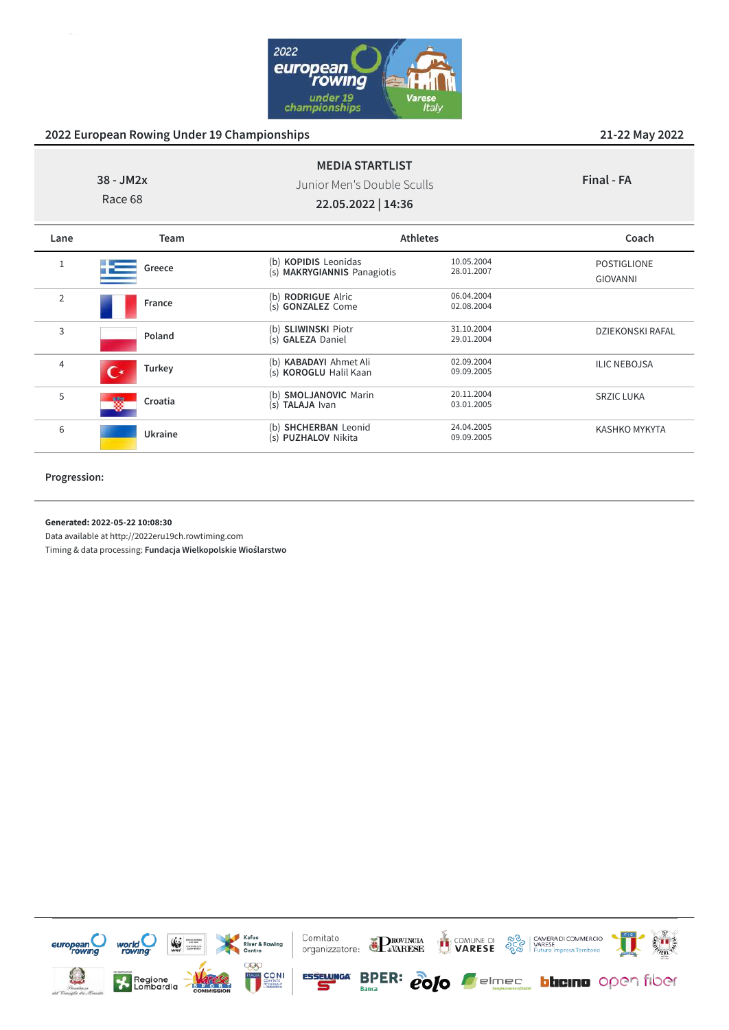## 2022 European Rowing Under 19 Championships

21-22 May 2022

**38 - JM2x**
Race 68

**MEDIA STARTLIST**
Junior Men's Double Sculls
**22.05.2022 | 14:36**

**Final - FA**

| Lane | Team | Athletes | | Coach |
|---|---|---|---|---|
| 1 | Greece | (b) **KOPIDIS** Leonidas<br>(s) **MAKRYGIANNIS** Panagiotis | 10.05.2004<br>28.01.2007 | POSTIGLIONE GIOVANNI |
| 2 | France | (b) **RODRIGUE** Alric<br>(s) **GONZALEZ** Come | 06.04.2004<br>02.08.2004 | |
| 3 | Poland | (b) **SLIWINSKI** Piotr<br>(s) **GALEZA** Daniel | 31.10.2004<br>29.01.2004 | DZIEKONSKI RAFAL |
| 4 | Turkey | (b) **KABADAYI** Ahmet Ali<br>(s) **KOROGLU** Halil Kaan | 02.09.2004<br>09.09.2005 | ILIC NEBOJSA |
| 5 | Croatia | (b) **SMOLJANOVIC** Marin<br>(s) **TALAJA** Ivan | 20.11.2004<br>03.01.2005 | SRZIC LUKA |
| 6 | Ukraine | (b) **SHCHERBAN** Leonid<br>(s) **PUZHALOV** Nikita | 24.04.2005<br>09.09.2005 | KASHKO MYKYTA |

**Progression:**

**Generated: 2022-05-22 10:08:30**
Data available at http://2022eru19ch.rowtiming.com
Timing & data processing: **Fundacja Wielkopolskie Wioślarstwo**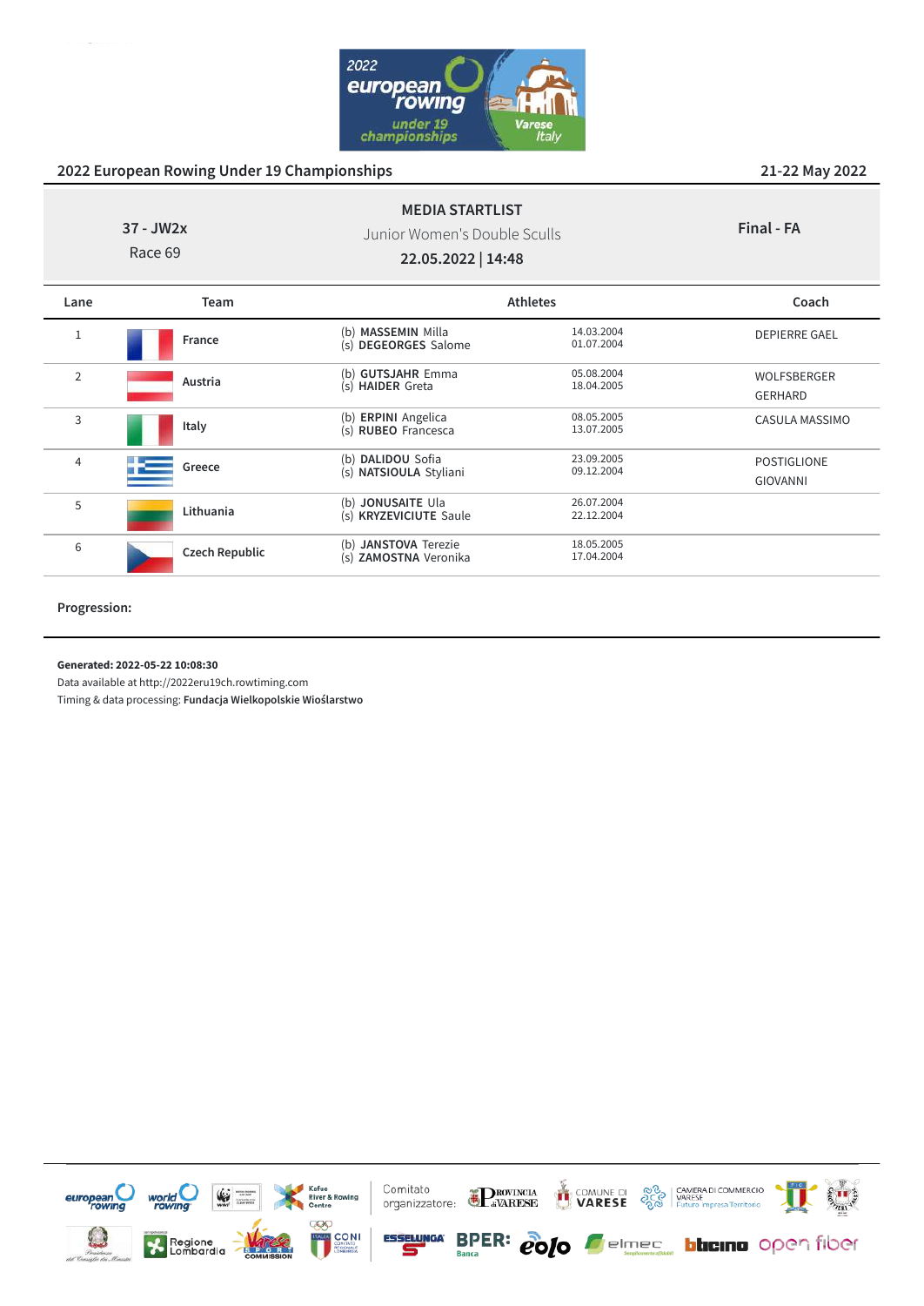## 2022 European Rowing Under 19 Championships

21-22 May 2022

**37 - JW2x**
Race 69

**MEDIA STARTLIST**
Junior Women's Double Sculls
**22.05.2022 | 14:48**

**Final - FA**

| Lane | Team | Athletes | | Coach |
|---|---|---|---|---|
| 1 | France | (b) **MASSEMIN** Milla<br>(s) **DEGEORGES** Salome | 14.03.2004<br>01.07.2004 | DEPIERRE GAEL |
| 2 | Austria | (b) **GUTSJAHR** Emma<br>(s) **HAIDER** Greta | 05.08.2004<br>18.04.2005 | WOLFSBERGER GERHARD |
| 3 | Italy | (b) **ERPINI** Angelica<br>(s) **RUBEO** Francesca | 08.05.2005<br>13.07.2005 | CASULA MASSIMO |
| 4 | Greece | (b) **DALIDOU** Sofia<br>(s) **NATSIOULA** Styliani | 23.09.2005<br>09.12.2004 | POSTIGLIONE GIOVANNI |
| 5 | Lithuania | (b) **JONUSAITE** Ula<br>(s) **KRYZEVICIUTE** Saule | 26.07.2004<br>22.12.2004 | |
| 6 | Czech Republic | (b) **JANSTOVA** Terezie<br>(s) **ZAMOSTNA** Veronika | 18.05.2005<br>17.04.2004 | |

**Progression:**

**Generated: 2022-05-22 10:08:30**
Data available at http://2022eru19ch.rowtiming.com
Timing & data processing: **Fundacja Wielkopolskie Wioślarstwo**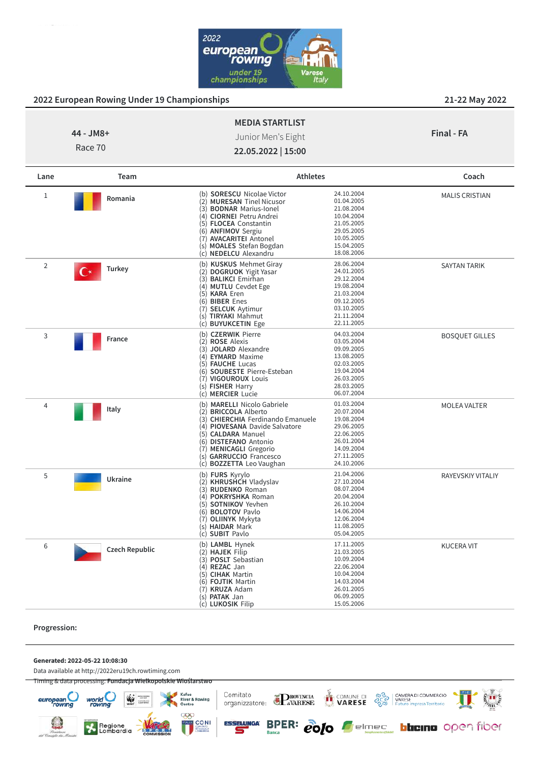# 2022 European Rowing Under 19 Championships

21-22 May 2022

**MEDIA STARTLIST**

Junior Men's Eight

**22.05.2022 | 15:00**

44 - JM8+

Race 70

**Final - FA**

| Lane | Team | Athletes | | Coach |
|---|---|---|---|---|
| 1 | Romania | (b) **SORESCU** Nicolae Victor<br>(2) **MURESAN** Tinel Nicusor<br>(3) **BODNAR** Marius-Ionel<br>(4) **CIORNEI** Petru Andrei<br>(5) **FLOCEA** Constantin<br>(6) **ANFIMOV** Sergiu<br>(7) **AVACARITEI** Antonel<br>(s) **MOALES** Stefan Bogdan<br>(c) **NEDELCU** Alexandru | 24.10.2004<br>01.04.2005<br>21.08.2004<br>10.04.2004<br>21.05.2005<br>29.05.2005<br>10.05.2005<br>15.04.2005<br>18.08.2006 | MALIS CRISTIAN |
| 2 | Turkey | (b) **KUSKUS** Mehmet Giray<br>(2) **DOGRUOK** Yigit Yasar<br>(3) **BALIKCI** Emirhan<br>(4) **MUTLU** Cevdet Ege<br>(5) **KARA** Eren<br>(6) **BIBER** Enes<br>(7) **SELCUK** Aytimur<br>(s) **TIRYAKI** Mahmut<br>(c) **BUYUKCETIN** Ege | 28.06.2004<br>24.01.2005<br>29.12.2004<br>19.08.2004<br>21.03.2004<br>09.12.2005<br>03.10.2005<br>21.11.2004<br>22.11.2005 | SAYTAN TARIK |
| 3 | France | (b) **CZERWIK** Pierre<br>(2) **ROSE** Alexis<br>(3) **JOLARD** Alexandre<br>(4) **EYMARD** Maxime<br>(5) **FAUCHE** Lucas<br>(6) **SOUBESTE** Pierre-Esteban<br>(7) **VIGOUROUX** Louis<br>(s) **FISHER** Harry<br>(c) **MERCIER** Lucie | 04.03.2004<br>03.05.2004<br>09.09.2005<br>13.08.2005<br>02.03.2005<br>19.04.2004<br>26.03.2005<br>28.03.2005<br>06.07.2004 | BOSQUET GILLES |
| 4 | Italy | (b) **MARELLI** Nicolo Gabriele<br>(2) **BRICCOLA** Alberto<br>(3) **CHIERCHIA** Ferdinando Emanuele<br>(4) **PIOVESANA** Davide Salvatore<br>(5) **CALDARA** Manuel<br>(6) **DISTEFANO** Antonio<br>(7) **MENICAGLI** Gregorio<br>(s) **GARRUCCIO** Francesco<br>(c) **BOZZETTA** Leo Vaughan | 01.03.2004<br>20.07.2004<br>19.08.2004<br>29.06.2005<br>22.06.2005<br>26.01.2004<br>14.09.2004<br>27.11.2005<br>24.10.2006 | MOLEA VALTER |
| 5 | Ukraine | (b) **FURS** Kyrylo<br>(2) **KHRUSHCH** Vladyslav<br>(3) **RUDENKO** Roman<br>(4) **POKRYSHKA** Roman<br>(5) **SOTNIKOV** Yevhen<br>(6) **BOLOTOV** Pavlo<br>(7) **OLIINYK** Mykyta<br>(s) **HAIDAR** Mark<br>(c) **SUBIT** Pavlo | 21.04.2006<br>27.10.2004<br>08.07.2004<br>20.04.2004<br>26.10.2004<br>14.06.2004<br>12.06.2004<br>11.08.2005<br>05.04.2005 | RAYEVSKIY VITALIY |
| 6 | Czech Republic | (b) **LAMBL** Hynek<br>(2) **HAJEK** Filip<br>(3) **POSLT** Sebastian<br>(4) **REZAC** Jan<br>(5) **CIHAK** Martin<br>(6) **FOJTIK** Martin<br>(7) **KRUZA** Adam<br>(s) **PATAK** Jan<br>(c) **LUKOSIK** Filip | 17.11.2005<br>21.03.2005<br>10.09.2004<br>22.06.2004<br>10.04.2004<br>14.03.2004<br>26.01.2005<br>06.09.2005<br>15.05.2006 | KUCERA VIT |

**Progression:**

**Generated: 2022-05-22 10:08:30**

Data available at http://2022eru19ch.rowtiming.com

Timing & data processing: **Fundacja Wielkopolskie Wioślarstwo**